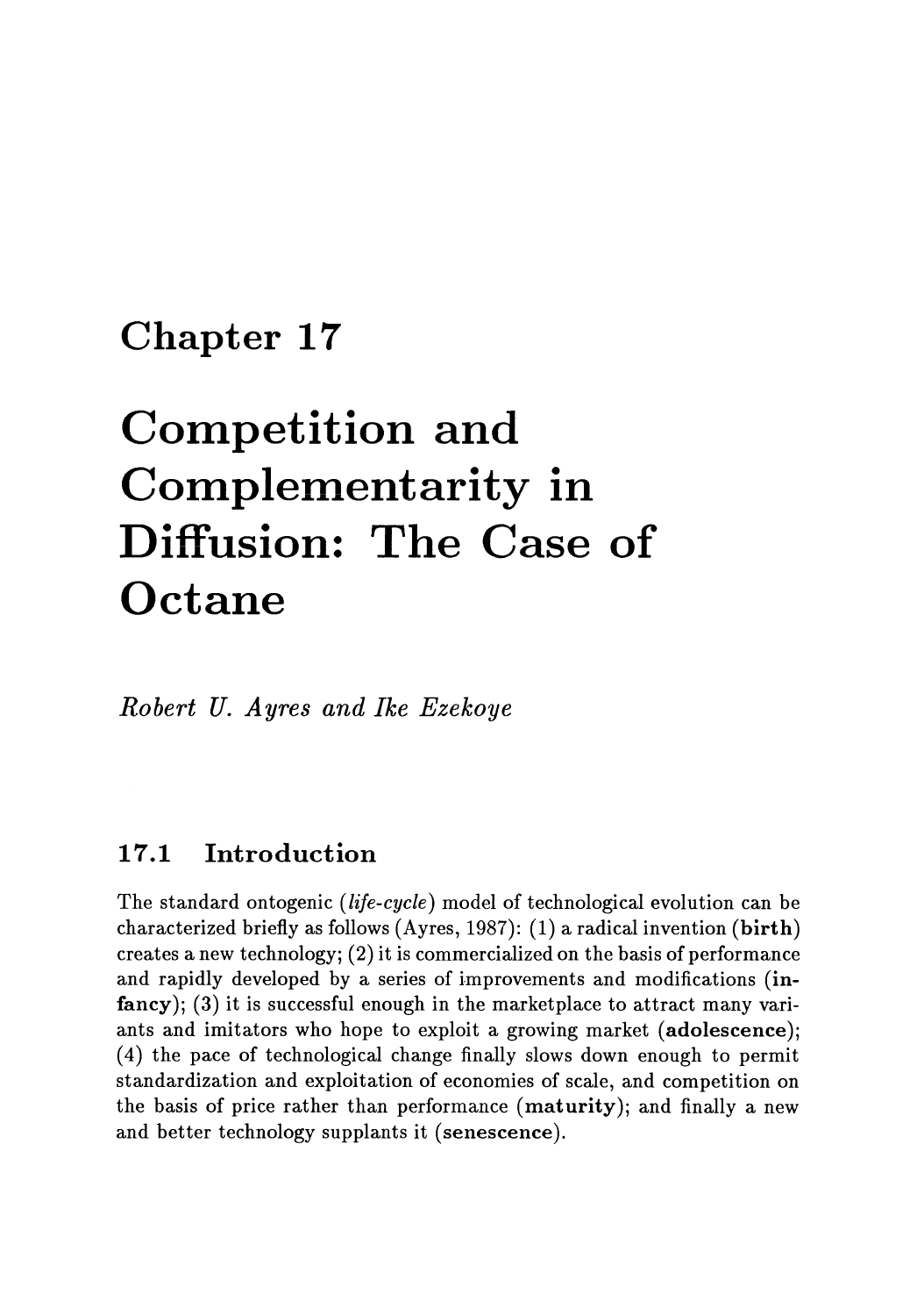# Chapter 17

# Competition and Complementarity in Diffusion: The Case of Octane

*Robert U. Ayres and Ike Ezekoye*

## 17.1 Introduction

The standard ontogenic (*life-cycle*) model of technological evolution can be characterized briefly as follows (Ayres, 1987): (1) a radical invention (**birth**) creates a new technology; (2) it is commercialized on the basis of performance and rapidly developed by a series of improvements and modifications (**infancy**); (3) it is successful enough in the marketplace to attract many variants and imitators who hope to exploit a growing market (**adolescence**); (4) the pace of technological change finally slows down enough to permit standardization and exploitation of economies of scale, and competition on the basis of price rather than performance (**maturity**); and finally a new and better technology supplants it (**senescence**).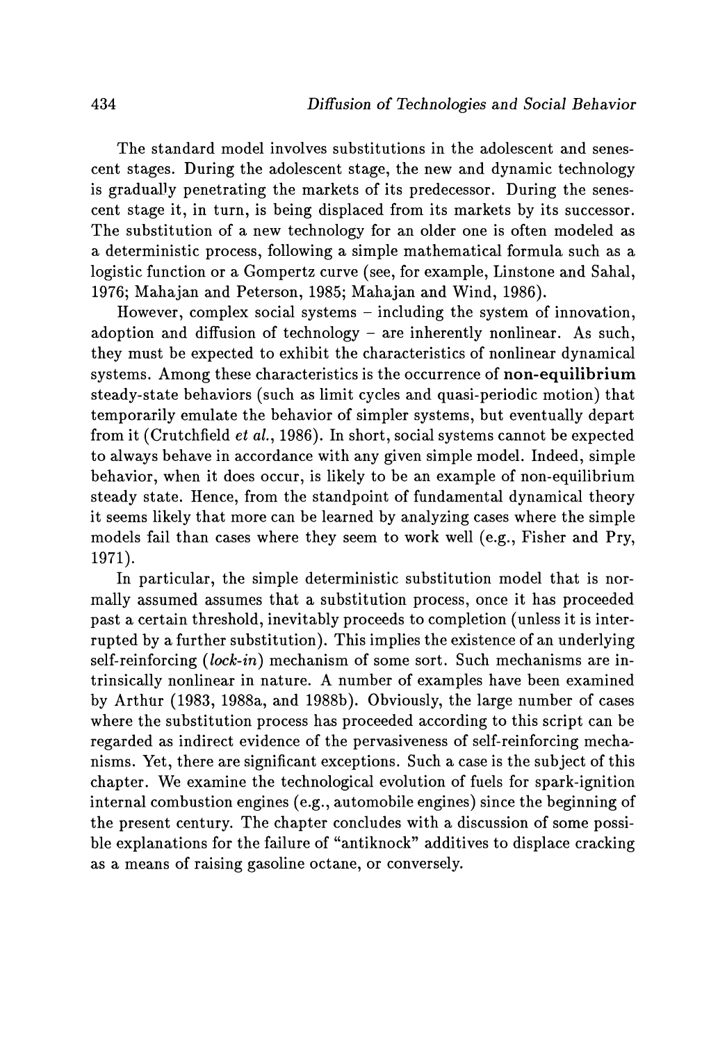The standard model involves substitutions in the adolescent and senescent stages. During the adolescent stage, the new and dynamic technology is gradually penetrating the markets of its predecessor. During the senescent stage it, in turn, is being displaced from its markets by its successor. The substitution of a new technology for an older one is often modeled as a deterministic process, following a simple mathematical formula such as a logistic function or a Gompertz curve (see, for example, Linstone and Sahal, 1976; Mahajan and Peterson, 1985; Mahajan and Wind, 1986).

However, complex social systems – including the system of innovation, adoption and diffusion of technology – are inherently nonlinear. As such, they must be expected to exhibit the characteristics of nonlinear dynamical systems. Among these characteristics is the occurrence of **non-equilibrium** steady-state behaviors (such as limit cycles and quasi-periodic motion) that temporarily emulate the behavior of simpler systems, but eventually depart from it (Crutchfield *et al.*, 1986). In short, social systems cannot be expected to always behave in accordance with any given simple model. Indeed, simple behavior, when it does occur, is likely to be an example of non-equilibrium steady state. Hence, from the standpoint of fundamental dynamical theory it seems likely that more can be learned by analyzing cases where the simple models fail than cases where they seem to work well (e.g., Fisher and Pry, 1971).

In particular, the simple deterministic substitution model that is normally assumed assumes that a substitution process, once it has proceeded past a certain threshold, inevitably proceeds to completion (unless it is interrupted by a further substitution). This implies the existence of an underlying self-reinforcing (*lock-in*) mechanism of some sort. Such mechanisms are intrinsically nonlinear in nature. A number of examples have been examined by Arthur (1983, 1988a, and 1988b). Obviously, the large number of cases where the substitution process has proceeded according to this script can be regarded as indirect evidence of the pervasiveness of self-reinforcing mechanisms. Yet, there are significant exceptions. Such a case is the subject of this chapter. We examine the technological evolution of fuels for spark-ignition internal combustion engines (e.g., automobile engines) since the beginning of the present century. The chapter concludes with a discussion of some possible explanations for the failure of "antiknock" additives to displace cracking as a means of raising gasoline octane, or conversely.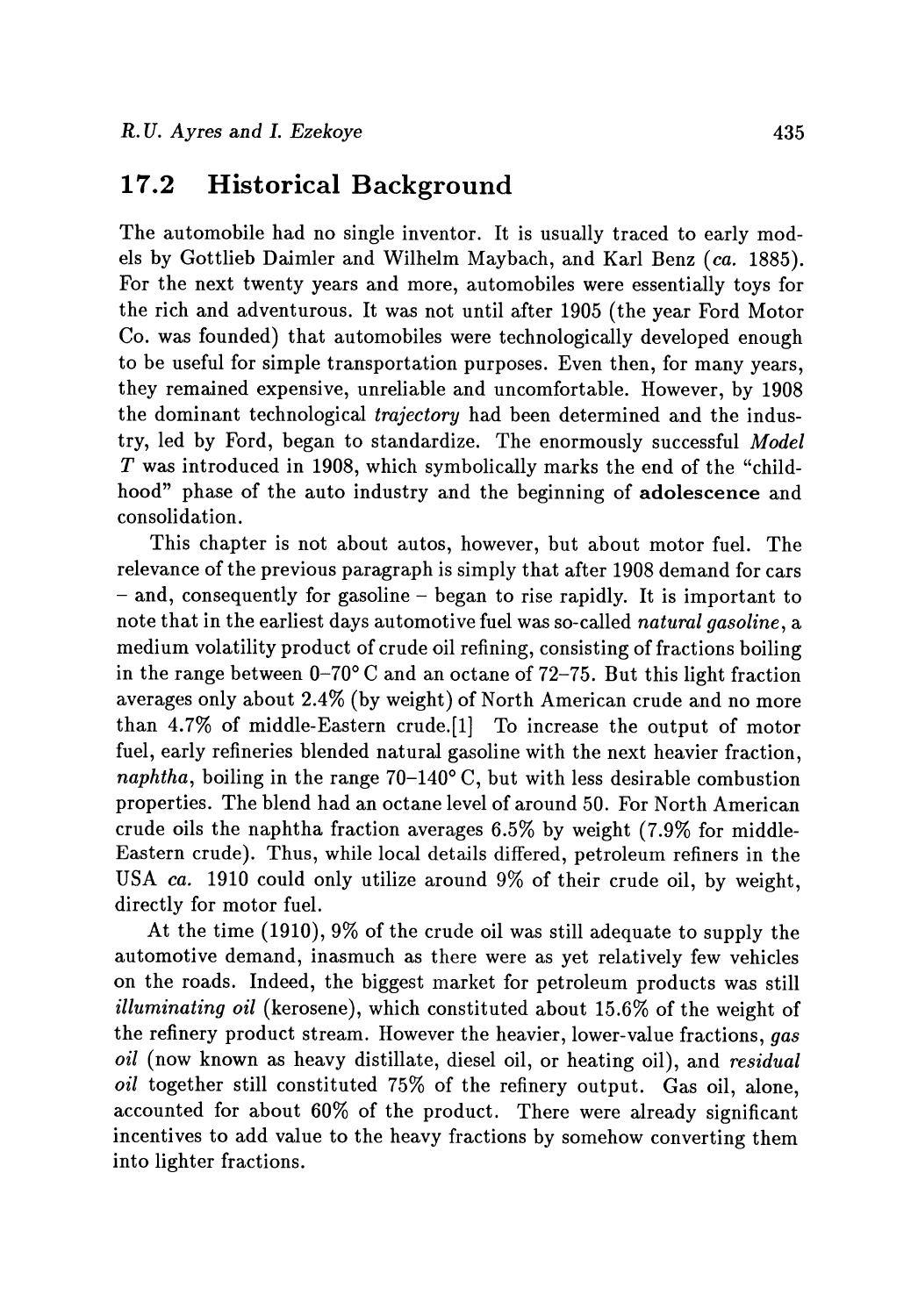## 17.2 Historical Background

The automobile had no single inventor. It is usually traced to early models by Gottlieb Daimler and Wilhelm Maybach, and Karl Benz (*ca.* 1885). For the next twenty years and more, automobiles were essentially toys for the rich and adventurous. It was not until after 1905 (the year Ford Motor Co. was founded) that automobiles were technologically developed enough to be useful for simple transportation purposes. Even then, for many years, they remained expensive, unreliable and uncomfortable. However, by 1908 the dominant technological *trajectory* had been determined and the industry, led by Ford, began to standardize. The enormously successful *Model T* was introduced in 1908, which symbolically marks the end of the "childhood" phase of the auto industry and the beginning of **adolescence** and consolidation.

This chapter is not about autos, however, but about motor fuel. The relevance of the previous paragraph is simply that after 1908 demand for cars – and, consequently for gasoline – began to rise rapidly. It is important to note that in the earliest days automotive fuel was so-called *natural gasoline*, a medium volatility product of crude oil refining, consisting of fractions boiling in the range between 0–70° C and an octane of 72–75. But this light fraction averages only about 2.4% (by weight) of North American crude and no more than 4.7% of middle-Eastern crude.[1] To increase the output of motor fuel, early refineries blended natural gasoline with the next heavier fraction, *naphtha*, boiling in the range 70–140° C, but with less desirable combustion properties. The blend had an octane level of around 50. For North American crude oils the naphtha fraction averages 6.5% by weight (7.9% for middle-Eastern crude). Thus, while local details differed, petroleum refiners in the USA *ca.* 1910 could only utilize around 9% of their crude oil, by weight, directly for motor fuel.

At the time (1910), 9% of the crude oil was still adequate to supply the automotive demand, inasmuch as there were as yet relatively few vehicles on the roads. Indeed, the biggest market for petroleum products was still *illuminating oil* (kerosene), which constituted about 15.6% of the weight of the refinery product stream. However the heavier, lower-value fractions, *gas oil* (now known as heavy distillate, diesel oil, or heating oil), and *residual oil* together still constituted 75% of the refinery output. Gas oil, alone, accounted for about 60% of the product. There were already significant incentives to add value to the heavy fractions by somehow converting them into lighter fractions.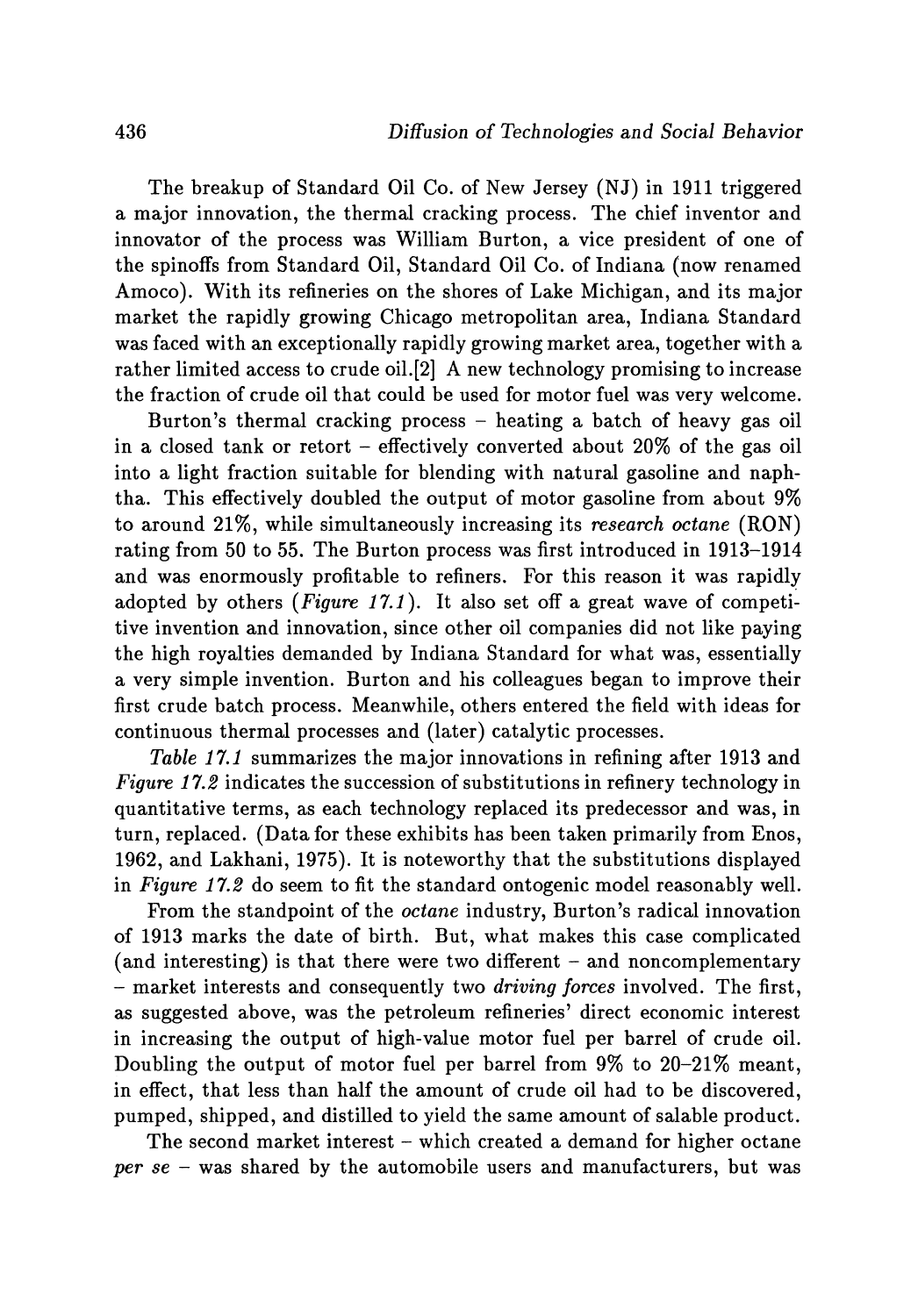The breakup of Standard Oil Co. of New Jersey (NJ) in 1911 triggered a major innovation, the thermal cracking process. The chief inventor and innovator of the process was William Burton, a vice president of one of the spinoffs from Standard Oil, Standard Oil Co. of Indiana (now renamed Amoco). With its refineries on the shores of Lake Michigan, and its major market the rapidly growing Chicago metropolitan area, Indiana Standard was faced with an exceptionally rapidly growing market area, together with a rather limited access to crude oil.[2] A new technology promising to increase the fraction of crude oil that could be used for motor fuel was very welcome.

Burton's thermal cracking process – heating a batch of heavy gas oil in a closed tank or retort – effectively converted about 20% of the gas oil into a light fraction suitable for blending with natural gasoline and naphtha. This effectively doubled the output of motor gasoline from about 9% to around 21%, while simultaneously increasing its *research octane* (RON) rating from 50 to 55. The Burton process was first introduced in 1913–1914 and was enormously profitable to refiners. For this reason it was rapidly adopted by others (*Figure 17.1*). It also set off a great wave of competitive invention and innovation, since other oil companies did not like paying the high royalties demanded by Indiana Standard for what was, essentially a very simple invention. Burton and his colleagues began to improve their first crude batch process. Meanwhile, others entered the field with ideas for continuous thermal processes and (later) catalytic processes.

*Table 17.1* summarizes the major innovations in refining after 1913 and *Figure 17.2* indicates the succession of substitutions in refinery technology in quantitative terms, as each technology replaced its predecessor and was, in turn, replaced. (Data for these exhibits has been taken primarily from Enos, 1962, and Lakhani, 1975). It is noteworthy that the substitutions displayed in *Figure 17.2* do seem to fit the standard ontogenic model reasonably well.

From the standpoint of the *octane* industry, Burton's radical innovation of 1913 marks the date of birth. But, what makes this case complicated (and interesting) is that there were two different – and noncomplementary – market interests and consequently two *driving forces* involved. The first, as suggested above, was the petroleum refineries' direct economic interest in increasing the output of high-value motor fuel per barrel of crude oil. Doubling the output of motor fuel per barrel from 9% to 20–21% meant, in effect, that less than half the amount of crude oil had to be discovered, pumped, shipped, and distilled to yield the same amount of salable product.

The second market interest – which created a demand for higher octane *per se* – was shared by the automobile users and manufacturers, but was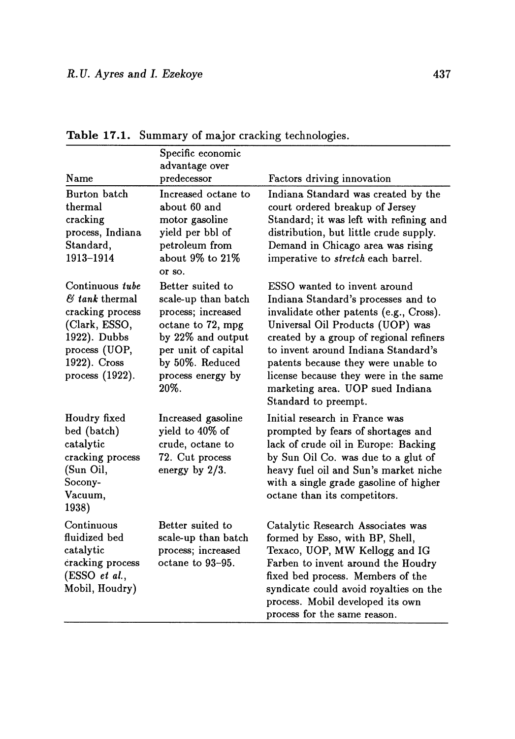**Table 17.1.** Summary of major cracking technologies.

| Name | Specific economic advantage over predecessor | Factors driving innovation |
|---|---|---|
| Burton batch thermal cracking process, Indiana Standard, 1913–1914 | Increased octane to about 60 and motor gasoline yield per bbl of petroleum from about 9% to 21% or so. | Indiana Standard was created by the court ordered breakup of Jersey Standard; it was left with refining and distribution, but little crude supply. Demand in Chicago area was rising imperative to *stretch* each barrel. |
| Continuous *tube & tank* thermal cracking process (Clark, ESSO, 1922). Dubbs process (UOP, 1922). Cross process (1922). | Better suited to scale-up than batch process; increased octane to 72, mpg by 22% and output per unit of capital by 50%. Reduced process energy by 20%. | ESSO wanted to invent around Indiana Standard's processes and to invalidate other patents (e.g., Cross). Universal Oil Products (UOP) was created by a group of regional refiners to invent around Indiana Standard's patents because they were unable to license because they were in the same marketing area. UOP sued Indiana Standard to preempt. |
| Houdry fixed bed (batch) catalytic cracking process (Sun Oil, Socony-Vacuum, 1938) | Increased gasoline yield to 40% of crude, octane to 72. Cut process energy by 2/3. | Initial research in France was prompted by fears of shortages and lack of crude oil in Europe: Backing by Sun Oil Co. was due to a glut of heavy fuel oil and Sun's market niche with a single grade gasoline of higher octane than its competitors. |
| Continuous fluidized bed catalytic cracking process (ESSO *et al.*, Mobil, Houdry) | Better suited to scale-up than batch process; increased octane to 93–95. | Catalytic Research Associates was formed by Esso, with BP, Shell, Texaco, UOP, MW Kellogg and IG Farben to invent around the Houdry fixed bed process. Members of the syndicate could avoid royalties on the process. Mobil developed its own process for the same reason. |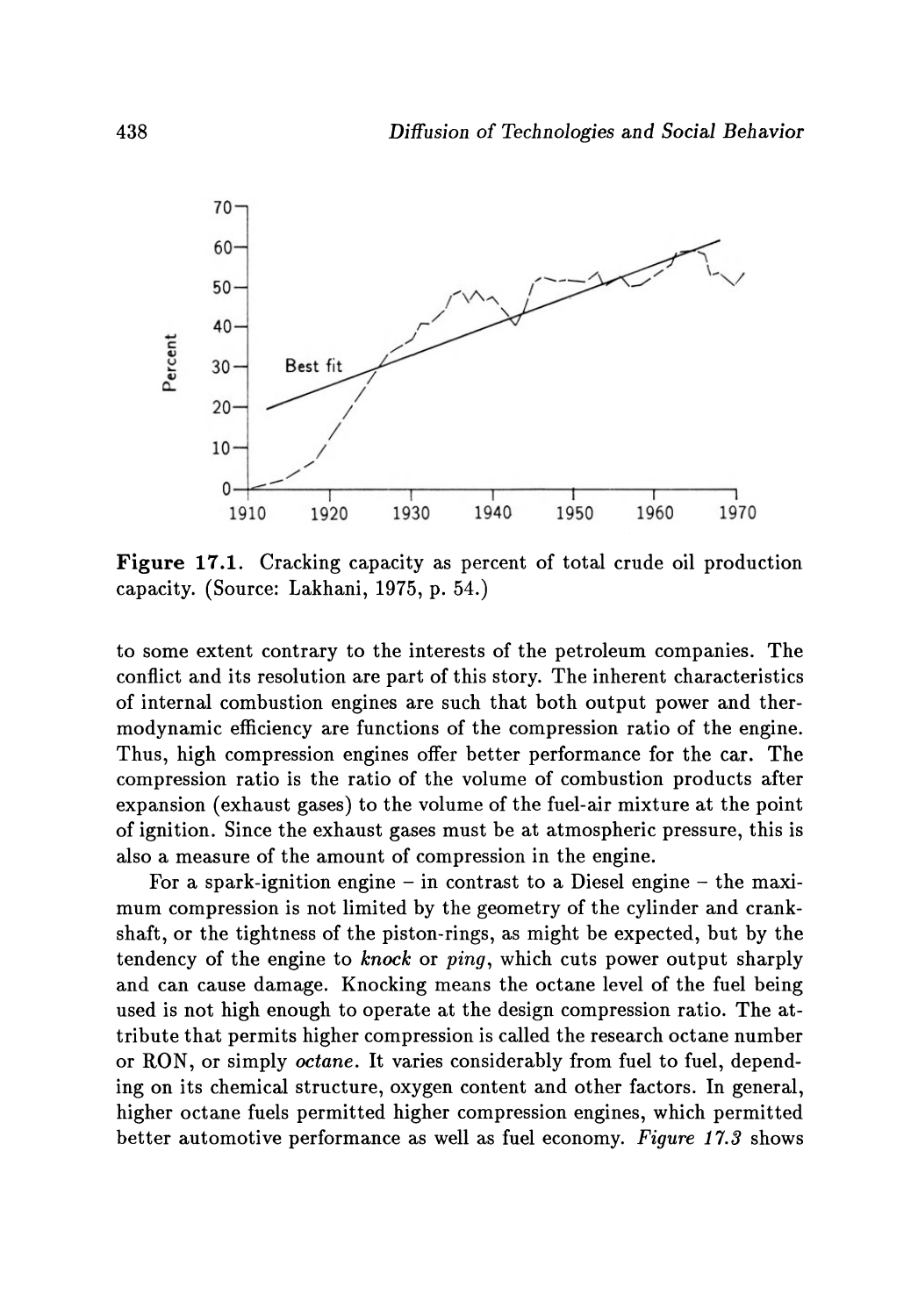**Figure 17.1.** Cracking capacity as percent of total crude oil production capacity. (Source: Lakhani, 1975, p. 54.)

to some extent contrary to the interests of the petroleum companies. The conflict and its resolution are part of this story. The inherent characteristics of internal combustion engines are such that both output power and thermodynamic efficiency are functions of the compression ratio of the engine. Thus, high compression engines offer better performance for the car. The compression ratio is the ratio of the volume of combustion products after expansion (exhaust gases) to the volume of the fuel-air mixture at the point of ignition. Since the exhaust gases must be at atmospheric pressure, this is also a measure of the amount of compression in the engine.

For a spark-ignition engine – in contrast to a Diesel engine – the maximum compression is not limited by the geometry of the cylinder and crankshaft, or the tightness of the piston-rings, as might be expected, but by the tendency of the engine to *knock* or *ping*, which cuts power output sharply and can cause damage. Knocking means the octane level of the fuel being used is not high enough to operate at the design compression ratio. The attribute that permits higher compression is called the research octane number or RON, or simply *octane*. It varies considerably from fuel to fuel, depending on its chemical structure, oxygen content and other factors. In general, higher octane fuels permitted higher compression engines, which permitted better automotive performance as well as fuel economy. *Figure 17.3* shows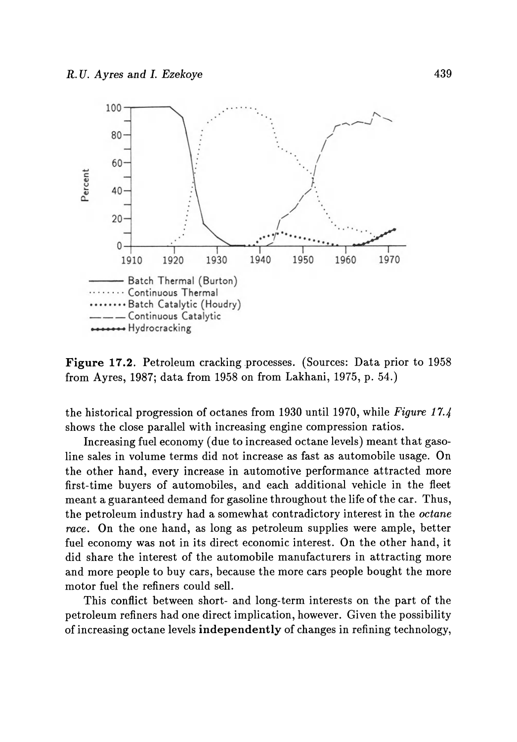**Figure 17.2.** Petroleum cracking processes. (Sources: Data prior to 1958 from Ayres, 1987; data from 1958 on from Lakhani, 1975, p. 54.)

the historical progression of octanes from 1930 until 1970, while *Figure 17.4* shows the close parallel with increasing engine compression ratios.

Increasing fuel economy (due to increased octane levels) meant that gasoline sales in volume terms did not increase as fast as automobile usage. On the other hand, every increase in automotive performance attracted more first-time buyers of automobiles, and each additional vehicle in the fleet meant a guaranteed demand for gasoline throughout the life of the car. Thus, the petroleum industry had a somewhat contradictory interest in the *octane race*. On the one hand, as long as petroleum supplies were ample, better fuel economy was not in its direct economic interest. On the other hand, it did share the interest of the automobile manufacturers in attracting more and more people to buy cars, because the more cars people bought the more motor fuel the refiners could sell.

This conflict between short- and long-term interests on the part of the petroleum refiners had one direct implication, however. Given the possibility of increasing octane levels **independently** of changes in refining technology,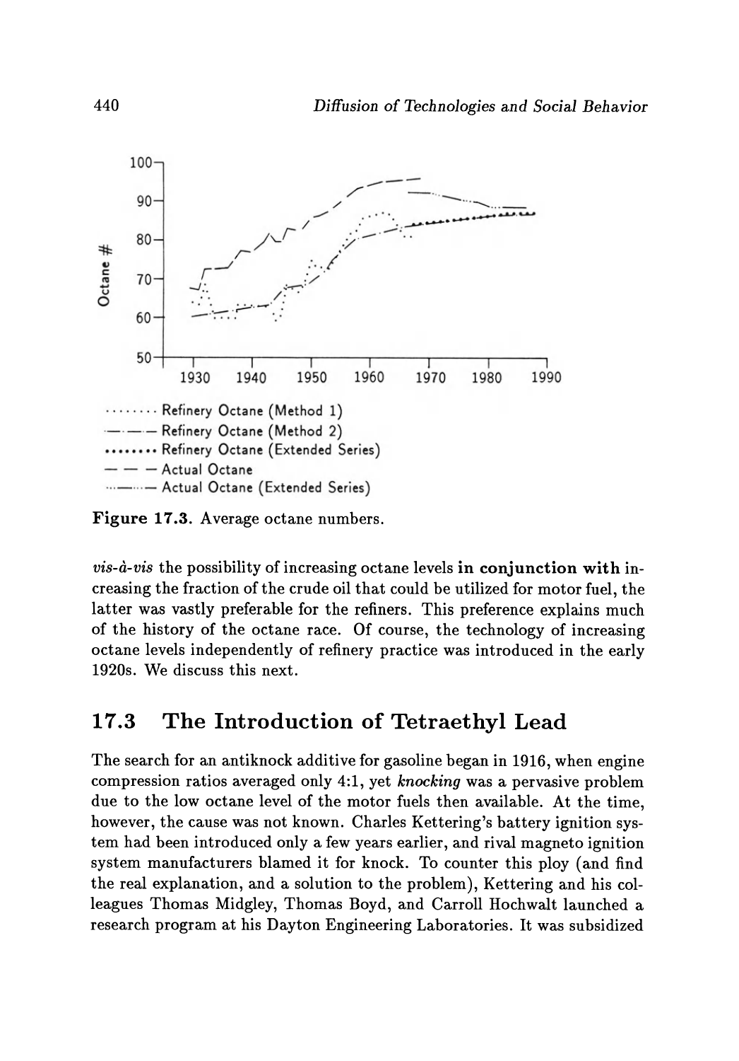**Figure 17.3.** Average octane numbers.

*vis-à-vis* the possibility of increasing octane levels **in conjunction with** increasing the fraction of the crude oil that could be utilized for motor fuel, the latter was vastly preferable for the refiners. This preference explains much of the history of the octane race. Of course, the technology of increasing octane levels independently of refinery practice was introduced in the early 1920s. We discuss this next.

## 17.3 The Introduction of Tetraethyl Lead

The search for an antiknock additive for gasoline began in 1916, when engine compression ratios averaged only 4:1, yet *knocking* was a pervasive problem due to the low octane level of the motor fuels then available. At the time, however, the cause was not known. Charles Kettering's battery ignition system had been introduced only a few years earlier, and rival magneto ignition system manufacturers blamed it for knock. To counter this ploy (and find the real explanation, and a solution to the problem), Kettering and his colleagues Thomas Midgley, Thomas Boyd, and Carroll Hochwalt launched a research program at his Dayton Engineering Laboratories. It was subsidized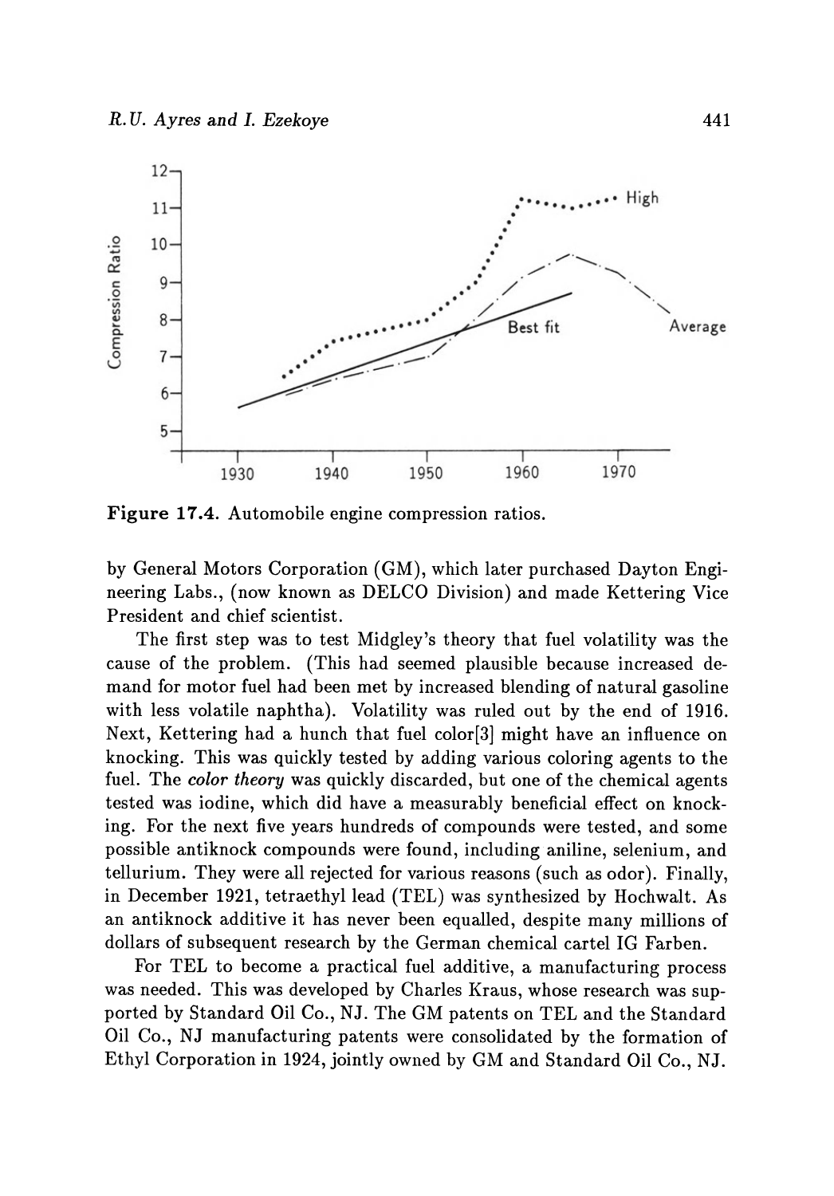**Figure 17.4.** Automobile engine compression ratios.

by General Motors Corporation (GM), which later purchased Dayton Engineering Labs., (now known as DELCO Division) and made Kettering Vice President and chief scientist.

The first step was to test Midgley's theory that fuel volatility was the cause of the problem. (This had seemed plausible because increased demand for motor fuel had been met by increased blending of natural gasoline with less volatile naphtha). Volatility was ruled out by the end of 1916. Next, Kettering had a hunch that fuel color[3] might have an influence on knocking. This was quickly tested by adding various coloring agents to the fuel. The *color theory* was quickly discarded, but one of the chemical agents tested was iodine, which did have a measurably beneficial effect on knocking. For the next five years hundreds of compounds were tested, and some possible antiknock compounds were found, including aniline, selenium, and tellurium. They were all rejected for various reasons (such as odor). Finally, in December 1921, tetraethyl lead (TEL) was synthesized by Hochwalt. As an antiknock additive it has never been equalled, despite many millions of dollars of subsequent research by the German chemical cartel IG Farben.

For TEL to become a practical fuel additive, a manufacturing process was needed. This was developed by Charles Kraus, whose research was supported by Standard Oil Co., NJ. The GM patents on TEL and the Standard Oil Co., NJ manufacturing patents were consolidated by the formation of Ethyl Corporation in 1924, jointly owned by GM and Standard Oil Co., NJ.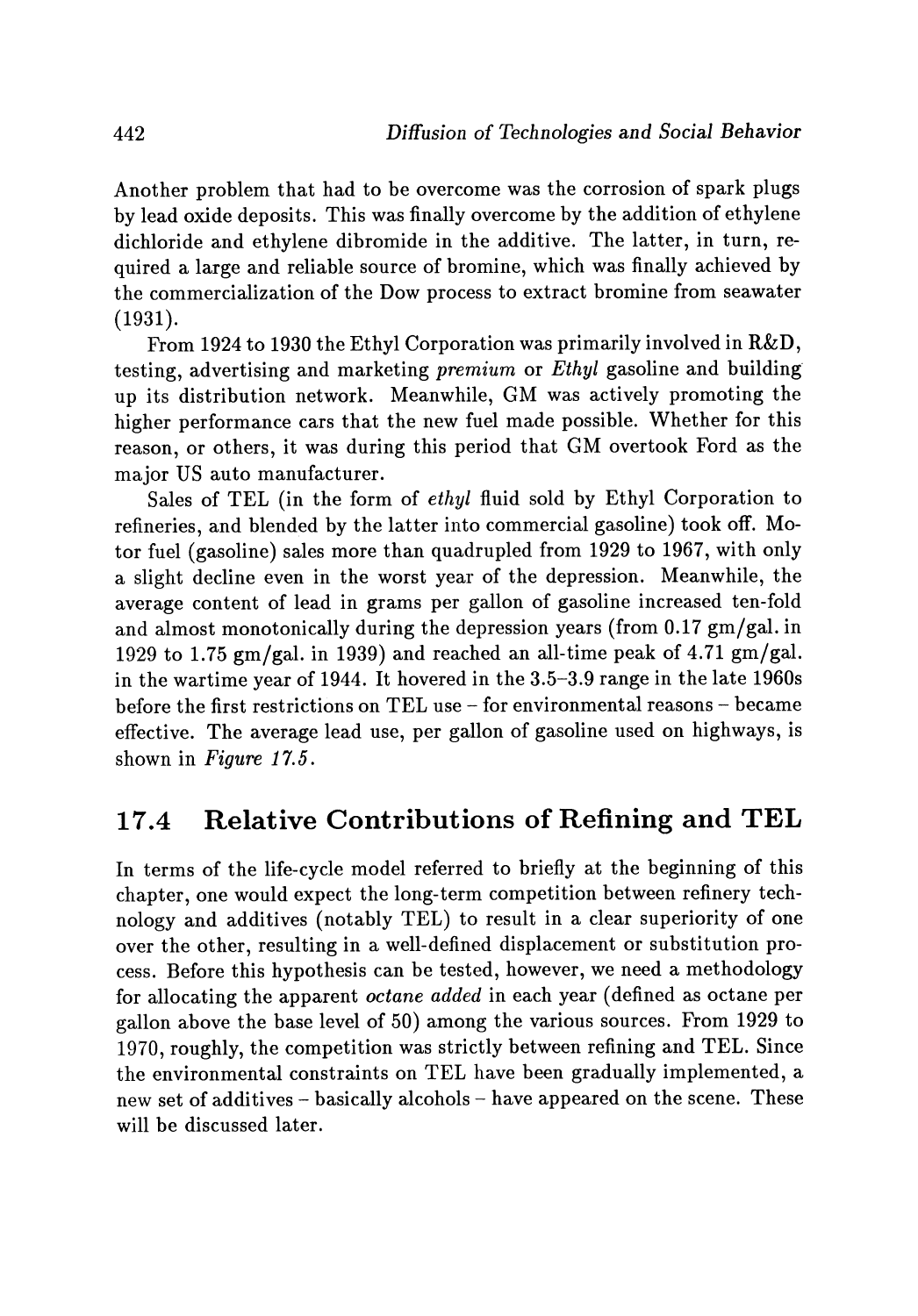Another problem that had to be overcome was the corrosion of spark plugs by lead oxide deposits. This was finally overcome by the addition of ethylene dichloride and ethylene dibromide in the additive. The latter, in turn, required a large and reliable source of bromine, which was finally achieved by the commercialization of the Dow process to extract bromine from seawater (1931).

From 1924 to 1930 the Ethyl Corporation was primarily involved in R&D, testing, advertising and marketing *premium* or *Ethyl* gasoline and building up its distribution network. Meanwhile, GM was actively promoting the higher performance cars that the new fuel made possible. Whether for this reason, or others, it was during this period that GM overtook Ford as the major US auto manufacturer.

Sales of TEL (in the form of *ethyl* fluid sold by Ethyl Corporation to refineries, and blended by the latter into commercial gasoline) took off. Motor fuel (gasoline) sales more than quadrupled from 1929 to 1967, with only a slight decline even in the worst year of the depression. Meanwhile, the average content of lead in grams per gallon of gasoline increased ten-fold and almost monotonically during the depression years (from 0.17 gm/gal. in 1929 to 1.75 gm/gal. in 1939) and reached an all-time peak of 4.71 gm/gal. in the wartime year of 1944. It hovered in the 3.5–3.9 range in the late 1960s before the first restrictions on TEL use – for environmental reasons – became effective. The average lead use, per gallon of gasoline used on highways, is shown in *Figure 17.5*.

## 17.4 Relative Contributions of Refining and TEL

In terms of the life-cycle model referred to briefly at the beginning of this chapter, one would expect the long-term competition between refinery technology and additives (notably TEL) to result in a clear superiority of one over the other, resulting in a well-defined displacement or substitution process. Before this hypothesis can be tested, however, we need a methodology for allocating the apparent *octane added* in each year (defined as octane per gallon above the base level of 50) among the various sources. From 1929 to 1970, roughly, the competition was strictly between refining and TEL. Since the environmental constraints on TEL have been gradually implemented, a new set of additives – basically alcohols – have appeared on the scene. These will be discussed later.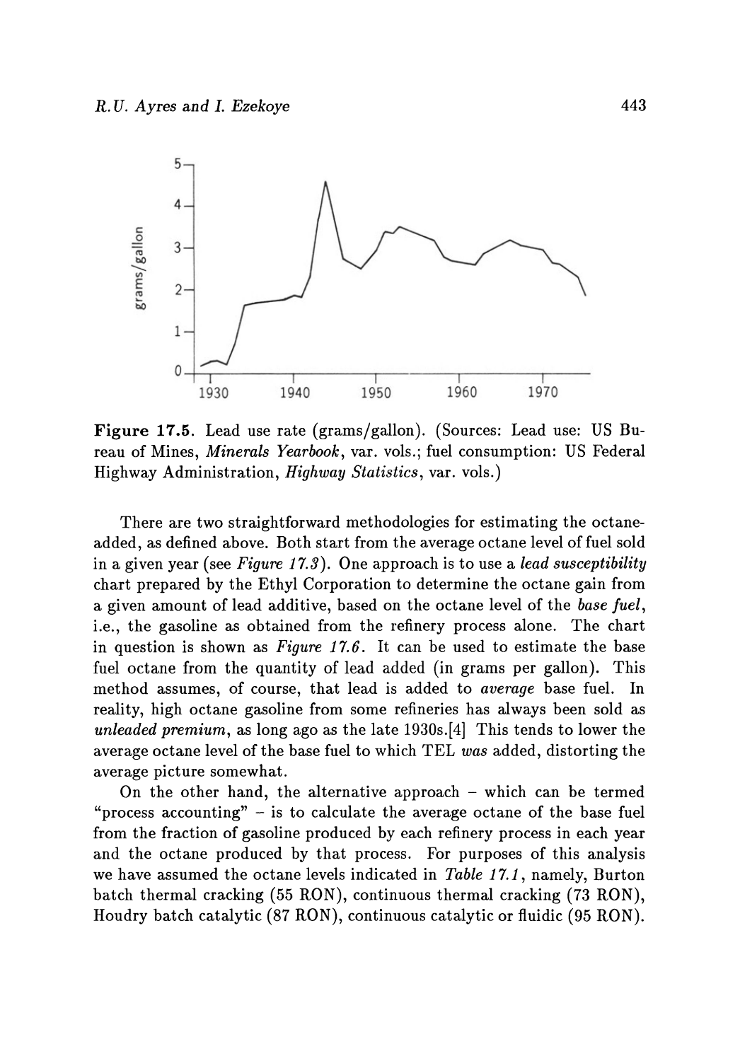**Figure 17.5.** Lead use rate (grams/gallon). (Sources: Lead use: US Bureau of Mines, *Minerals Yearbook*, var. vols.; fuel consumption: US Federal Highway Administration, *Highway Statistics*, var. vols.)

There are two straightforward methodologies for estimating the octane-added, as defined above. Both start from the average octane level of fuel sold in a given year (see *Figure 17.3*). One approach is to use a *lead susceptibility* chart prepared by the Ethyl Corporation to determine the octane gain from a given amount of lead additive, based on the octane level of the *base fuel*, i.e., the gasoline as obtained from the refinery process alone. The chart in question is shown as *Figure 17.6*. It can be used to estimate the base fuel octane from the quantity of lead added (in grams per gallon). This method assumes, of course, that lead is added to *average* base fuel. In reality, high octane gasoline from some refineries has always been sold as *unleaded premium*, as long ago as the late 1930s.[4] This tends to lower the average octane level of the base fuel to which TEL *was* added, distorting the average picture somewhat.

On the other hand, the alternative approach – which can be termed "process accounting" – is to calculate the average octane of the base fuel from the fraction of gasoline produced by each refinery process in each year and the octane produced by that process. For purposes of this analysis we have assumed the octane levels indicated in *Table 17.1*, namely, Burton batch thermal cracking (55 RON), continuous thermal cracking (73 RON), Houdry batch catalytic (87 RON), continuous catalytic or fluidic (95 RON).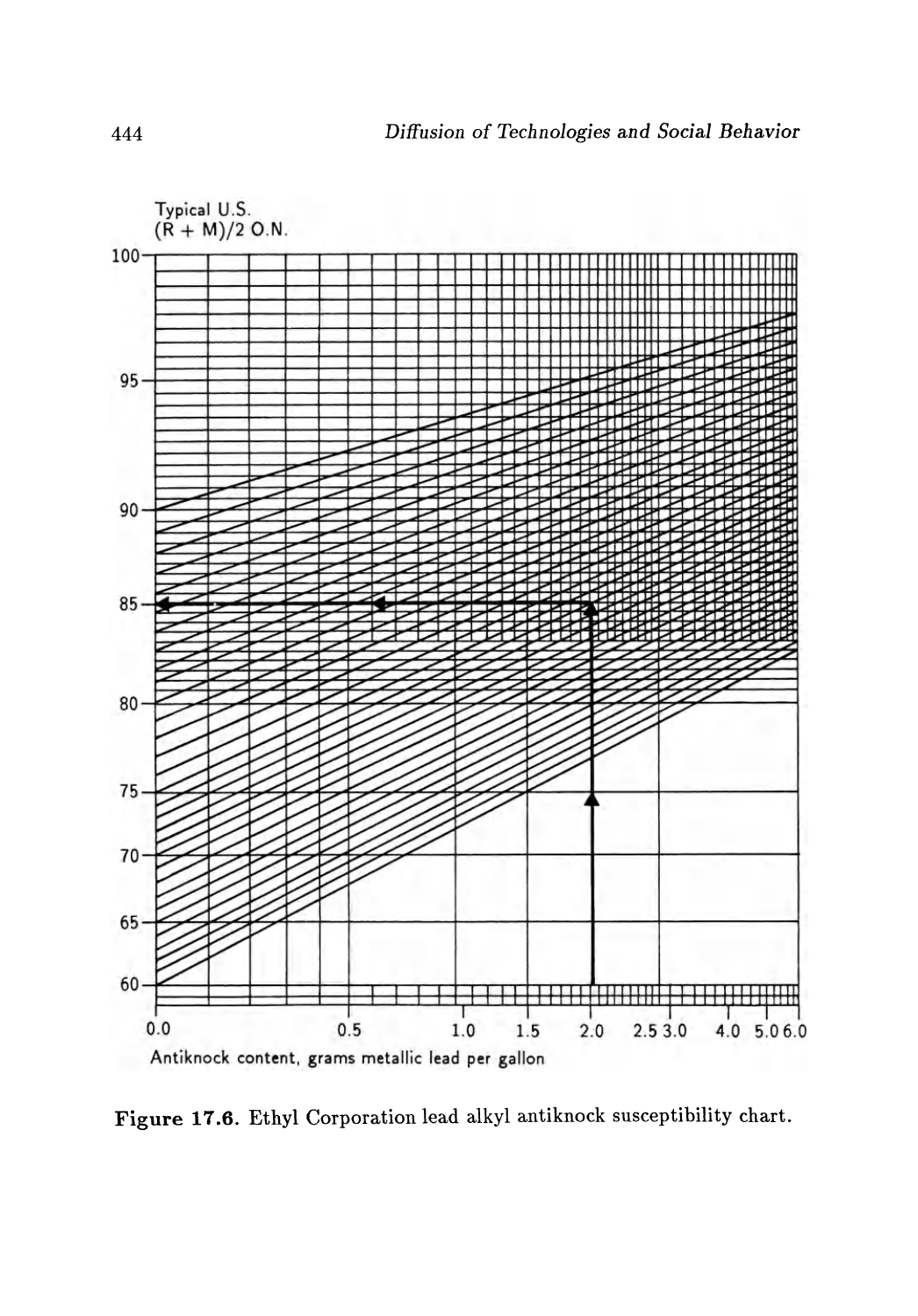Typical U.S.
(R + M)/2 O.N.

Antiknock content, grams metallic lead per gallon

**Figure 17.6.** Ethyl Corporation lead alkyl antiknock susceptibility chart.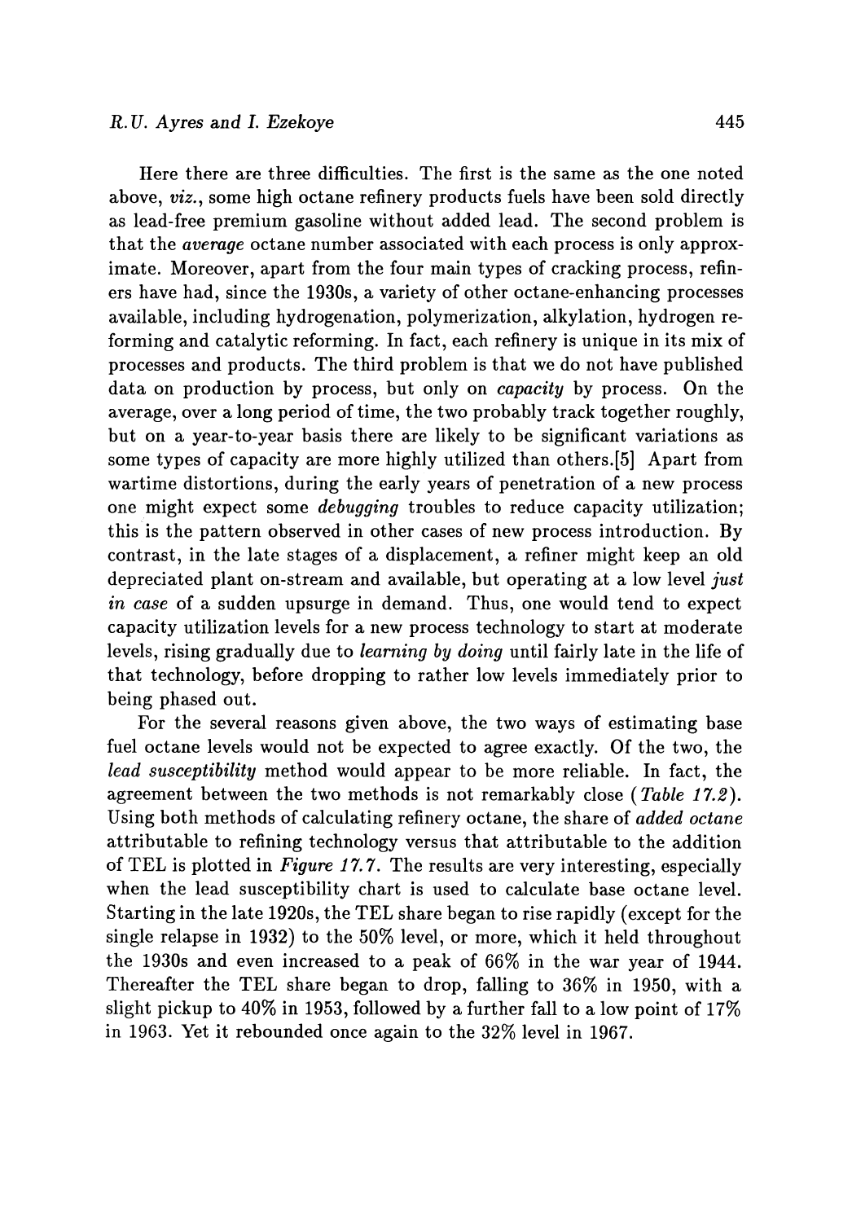Here there are three difficulties. The first is the same as the one noted above, *viz.*, some high octane refinery products fuels have been sold directly as lead-free premium gasoline without added lead. The second problem is that the *average* octane number associated with each process is only approximate. Moreover, apart from the four main types of cracking process, refiners have had, since the 1930s, a variety of other octane-enhancing processes available, including hydrogenation, polymerization, alkylation, hydrogen reforming and catalytic reforming. In fact, each refinery is unique in its mix of processes and products. The third problem is that we do not have published data on production by process, but only on *capacity* by process. On the average, over a long period of time, the two probably track together roughly, but on a year-to-year basis there are likely to be significant variations as some types of capacity are more highly utilized than others.[5] Apart from wartime distortions, during the early years of penetration of a new process one might expect some *debugging* troubles to reduce capacity utilization; this is the pattern observed in other cases of new process introduction. By contrast, in the late stages of a displacement, a refiner might keep an old depreciated plant on-stream and available, but operating at a low level *just in case* of a sudden upsurge in demand. Thus, one would tend to expect capacity utilization levels for a new process technology to start at moderate levels, rising gradually due to *learning by doing* until fairly late in the life of that technology, before dropping to rather low levels immediately prior to being phased out.

For the several reasons given above, the two ways of estimating base fuel octane levels would not be expected to agree exactly. Of the two, the *lead susceptibility* method would appear to be more reliable. In fact, the agreement between the two methods is not remarkably close (*Table 17.2*). Using both methods of calculating refinery octane, the share of *added octane* attributable to refining technology versus that attributable to the addition of TEL is plotted in *Figure 17.7*. The results are very interesting, especially when the lead susceptibility chart is used to calculate base octane level. Starting in the late 1920s, the TEL share began to rise rapidly (except for the single relapse in 1932) to the 50% level, or more, which it held throughout the 1930s and even increased to a peak of 66% in the war year of 1944. Thereafter the TEL share began to drop, falling to 36% in 1950, with a slight pickup to 40% in 1953, followed by a further fall to a low point of 17% in 1963. Yet it rebounded once again to the 32% level in 1967.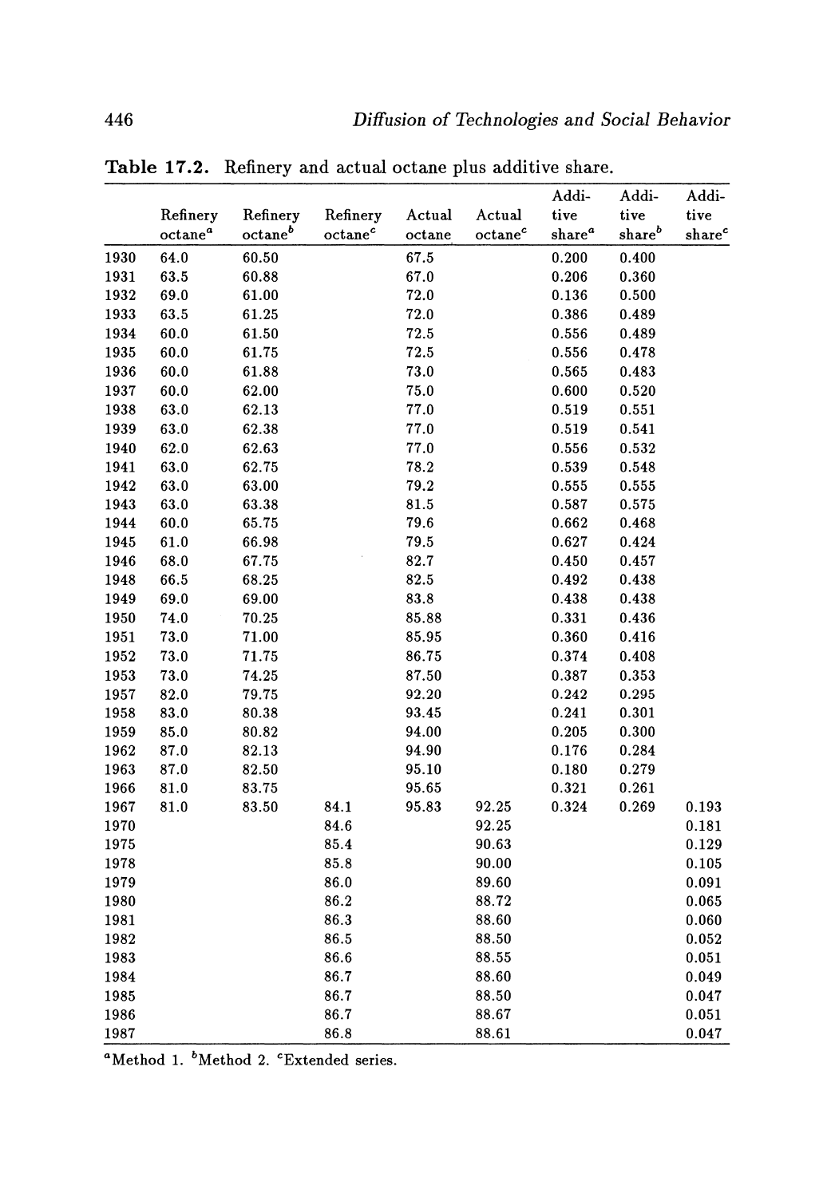**Table 17.2.** Refinery and actual octane plus additive share.

| | Refinery octane[a] | Refinery octane[b] | Refinery octane[c] | Actual octane | Actual octane[c] | Additive share[a] | Additive share[b] | Additive share[c] |
|---|---|---|---|---|---|---|---|---|
| 1930 | 64.0 | 60.50 | | 67.5 | | 0.200 | 0.400 | |
| 1931 | 63.5 | 60.88 | | 67.0 | | 0.206 | 0.360 | |
| 1932 | 69.0 | 61.00 | | 72.0 | | 0.136 | 0.500 | |
| 1933 | 63.5 | 61.25 | | 72.0 | | 0.386 | 0.489 | |
| 1934 | 60.0 | 61.50 | | 72.5 | | 0.556 | 0.489 | |
| 1935 | 60.0 | 61.75 | | 72.5 | | 0.556 | 0.478 | |
| 1936 | 60.0 | 61.88 | | 73.0 | | 0.565 | 0.483 | |
| 1937 | 60.0 | 62.00 | | 75.0 | | 0.600 | 0.520 | |
| 1938 | 63.0 | 62.13 | | 77.0 | | 0.519 | 0.551 | |
| 1939 | 63.0 | 62.38 | | 77.0 | | 0.519 | 0.541 | |
| 1940 | 62.0 | 62.63 | | 77.0 | | 0.556 | 0.532 | |
| 1941 | 63.0 | 62.75 | | 78.2 | | 0.539 | 0.548 | |
| 1942 | 63.0 | 63.00 | | 79.2 | | 0.555 | 0.555 | |
| 1943 | 63.0 | 63.38 | | 81.5 | | 0.587 | 0.575 | |
| 1944 | 60.0 | 65.75 | | 79.6 | | 0.662 | 0.468 | |
| 1945 | 61.0 | 66.98 | | 79.5 | | 0.627 | 0.424 | |
| 1946 | 68.0 | 67.75 | | 82.7 | | 0.450 | 0.457 | |
| 1948 | 66.5 | 68.25 | | 82.5 | | 0.492 | 0.438 | |
| 1949 | 69.0 | 69.00 | | 83.8 | | 0.438 | 0.438 | |
| 1950 | 74.0 | 70.25 | | 85.88 | | 0.331 | 0.436 | |
| 1951 | 73.0 | 71.00 | | 85.95 | | 0.360 | 0.416 | |
| 1952 | 73.0 | 71.75 | | 86.75 | | 0.374 | 0.408 | |
| 1953 | 73.0 | 74.25 | | 87.50 | | 0.387 | 0.353 | |
| 1957 | 82.0 | 79.75 | | 92.20 | | 0.242 | 0.295 | |
| 1958 | 83.0 | 80.38 | | 93.45 | | 0.241 | 0.301 | |
| 1959 | 85.0 | 80.82 | | 94.00 | | 0.205 | 0.300 | |
| 1962 | 87.0 | 82.13 | | 94.90 | | 0.176 | 0.284 | |
| 1963 | 87.0 | 82.50 | | 95.10 | | 0.180 | 0.279 | |
| 1966 | 81.0 | 83.75 | | 95.65 | | 0.321 | 0.261 | |
| 1967 | 81.0 | 83.50 | 84.1 | 95.83 | 92.25 | 0.324 | 0.269 | 0.193 |
| 1970 | | | 84.6 | | 92.25 | | | 0.181 |
| 1975 | | | 85.4 | | 90.63 | | | 0.129 |
| 1978 | | | 85.8 | | 90.00 | | | 0.105 |
| 1979 | | | 86.0 | | 89.60 | | | 0.091 |
| 1980 | | | 86.2 | | 88.72 | | | 0.065 |
| 1981 | | | 86.3 | | 88.60 | | | 0.060 |
| 1982 | | | 86.5 | | 88.50 | | | 0.052 |
| 1983 | | | 86.6 | | 88.55 | | | 0.051 |
| 1984 | | | 86.7 | | 88.60 | | | 0.049 |
| 1985 | | | 86.7 | | 88.50 | | | 0.047 |
| 1986 | | | 86.7 | | 88.67 | | | 0.051 |
| 1987 | | | 86.8 | | 88.61 | | | 0.047 |

[a] Method 1. [b] Method 2. [c] Extended series.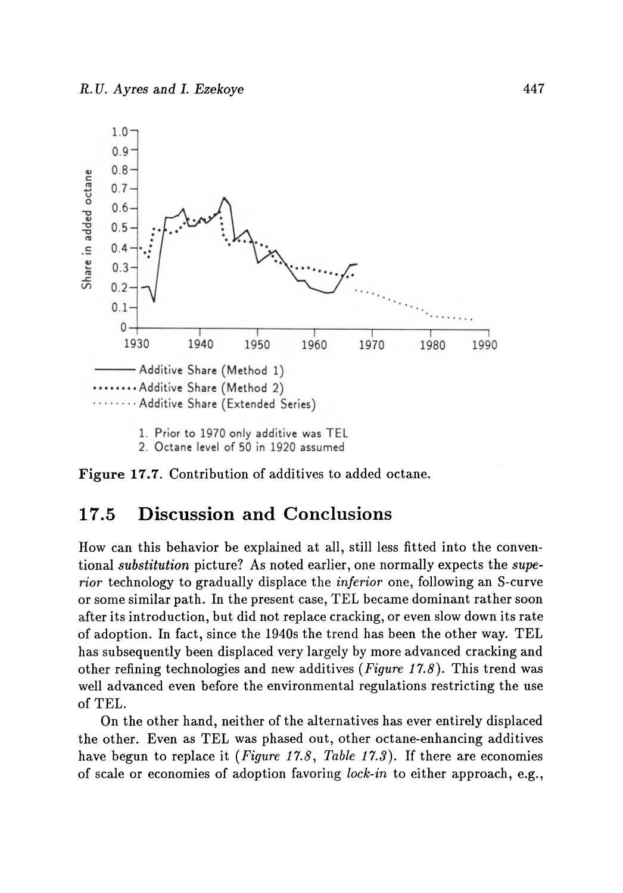Figure 17.7. Contribution of additives to added octane.

## 17.5 Discussion and Conclusions

How can this behavior be explained at all, still less fitted into the conventional *substitution* picture? As noted earlier, one normally expects the *superior* technology to gradually displace the *inferior* one, following an S-curve or some similar path. In the present case, TEL became dominant rather soon after its introduction, but did not replace cracking, or even slow down its rate of adoption. In fact, since the 1940s the trend has been the other way. TEL has subsequently been displaced very largely by more advanced cracking and other refining technologies and new additives (*Figure 17.8*). This trend was well advanced even before the environmental regulations restricting the use of TEL.

On the other hand, neither of the alternatives has ever entirely displaced the other. Even as TEL was phased out, other octane-enhancing additives have begun to replace it (*Figure 17.8*, *Table 17.3*). If there are economies of scale or economies of adoption favoring *lock-in* to either approach, e.g.,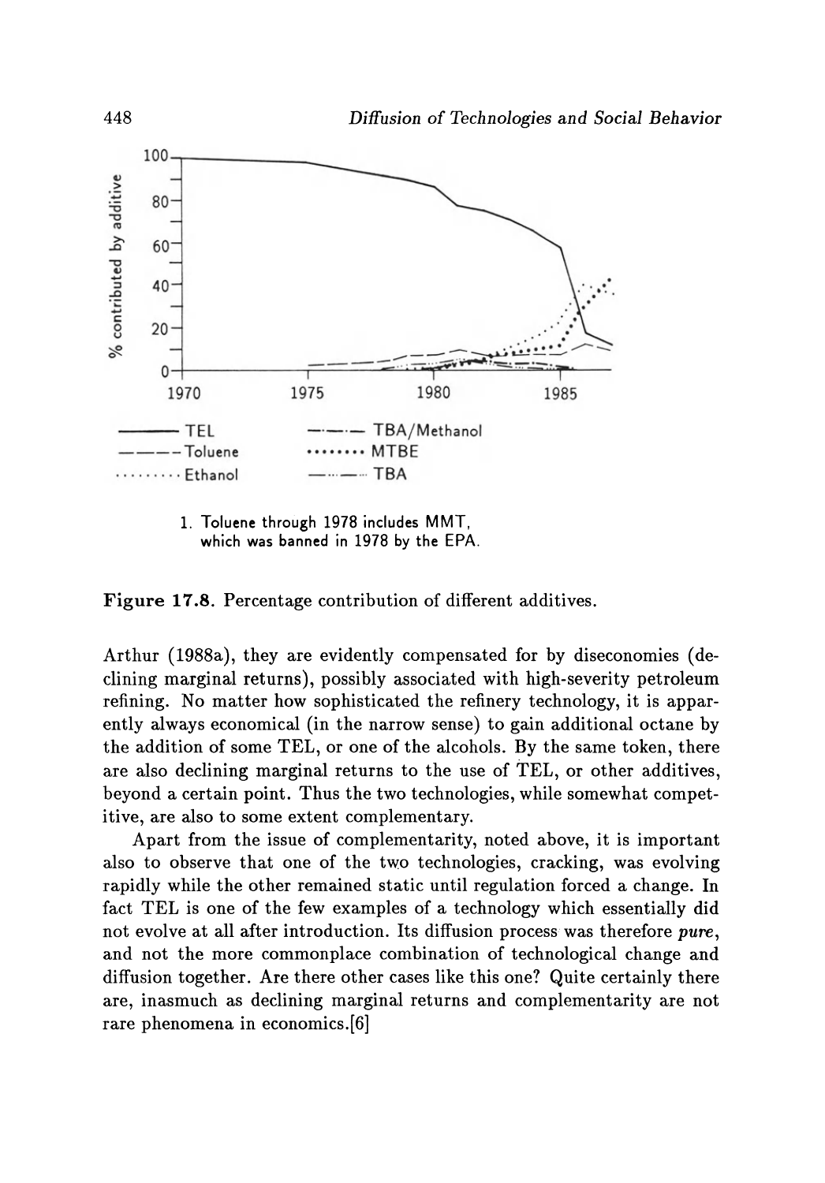| TEL | TBA/Methanol |
| --- | --- |
| Toluene | MTBE |
| Ethanol | TBA |

1. Toluene through 1978 includes MMT, which was banned in 1978 by the EPA.

**Figure 17.8.** Percentage contribution of different additives.

Arthur (1988a), they are evidently compensated for by diseconomies (declining marginal returns), possibly associated with high-severity petroleum refining. No matter how sophisticated the refinery technology, it is apparently always economical (in the narrow sense) to gain additional octane by the addition of some TEL, or one of the alcohols. By the same token, there are also declining marginal returns to the use of TEL, or other additives, beyond a certain point. Thus the two technologies, while somewhat competitive, are also to some extent complementary.

Apart from the issue of complementarity, noted above, it is important also to observe that one of the two technologies, cracking, was evolving rapidly while the other remained static until regulation forced a change. In fact TEL is one of the few examples of a technology which essentially did not evolve at all after introduction. Its diffusion process was therefore *pure*, and not the more commonplace combination of technological change and diffusion together. Are there other cases like this one? Quite certainly there are, inasmuch as declining marginal returns and complementarity are not rare phenomena in economics.[6]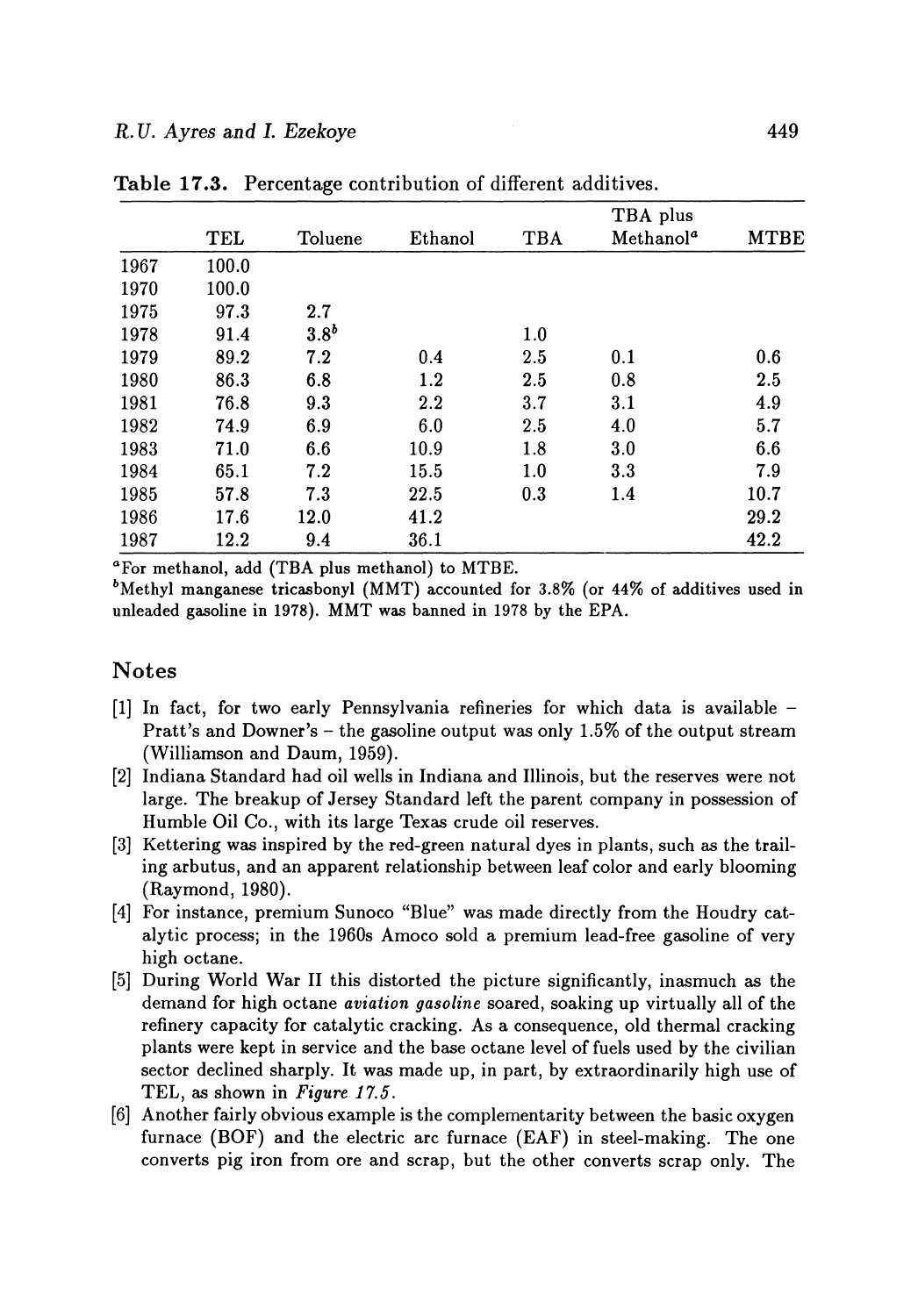Table 17.3. Percentage contribution of different additives.

| | TEL | Toluene | Ethanol | TBA | TBA plus Methanol[a] | MTBE |
|---|---|---|---|---|---|---|
| 1967 | 100.0 | | | | | |
| 1970 | 100.0 | | | | | |
| 1975 | 97.3 | 2.7 | | | | |
| 1978 | 91.4 | 3.8[b] | | 1.0 | | |
| 1979 | 89.2 | 7.2 | 0.4 | 2.5 | 0.1 | 0.6 |
| 1980 | 86.3 | 6.8 | 1.2 | 2.5 | 0.8 | 2.5 |
| 1981 | 76.8 | 9.3 | 2.2 | 3.7 | 3.1 | 4.9 |
| 1982 | 74.9 | 6.9 | 6.0 | 2.5 | 4.0 | 5.7 |
| 1983 | 71.0 | 6.6 | 10.9 | 1.8 | 3.0 | 6.6 |
| 1984 | 65.1 | 7.2 | 15.5 | 1.0 | 3.3 | 7.9 |
| 1985 | 57.8 | 7.3 | 22.5 | 0.3 | 1.4 | 10.7 |
| 1986 | 17.6 | 12.0 | 41.2 | | | 29.2 |
| 1987 | 12.2 | 9.4 | 36.1 | | | 42.2 |

[a]For methanol, add (TBA plus methanol) to MTBE.

[b]Methyl manganese tricasbonyl (MMT) accounted for 3.8% (or 44% of additives used in unleaded gasoline in 1978). MMT was banned in 1978 by the EPA.

## Notes

[1] In fact, for two early Pennsylvania refineries for which data is available – Pratt's and Downer's – the gasoline output was only 1.5% of the output stream (Williamson and Daum, 1959).

[2] Indiana Standard had oil wells in Indiana and Illinois, but the reserves were not large. The breakup of Jersey Standard left the parent company in possession of Humble Oil Co., with its large Texas crude oil reserves.

[3] Kettering was inspired by the red-green natural dyes in plants, such as the trailing arbutus, and an apparent relationship between leaf color and early blooming (Raymond, 1980).

[4] For instance, premium Sunoco "Blue" was made directly from the Houdry catalytic process; in the 1960s Amoco sold a premium lead-free gasoline of very high octane.

[5] During World War II this distorted the picture significantly, inasmuch as the demand for high octane *aviation gasoline* soared, soaking up virtually all of the refinery capacity for catalytic cracking. As a consequence, old thermal cracking plants were kept in service and the base octane level of fuels used by the civilian sector declined sharply. It was made up, in part, by extraordinarily high use of TEL, as shown in *Figure 17.5*.

[6] Another fairly obvious example is the complementarity between the basic oxygen furnace (BOF) and the electric arc furnace (EAF) in steel-making. The one converts pig iron from ore and scrap, but the other converts scrap only. The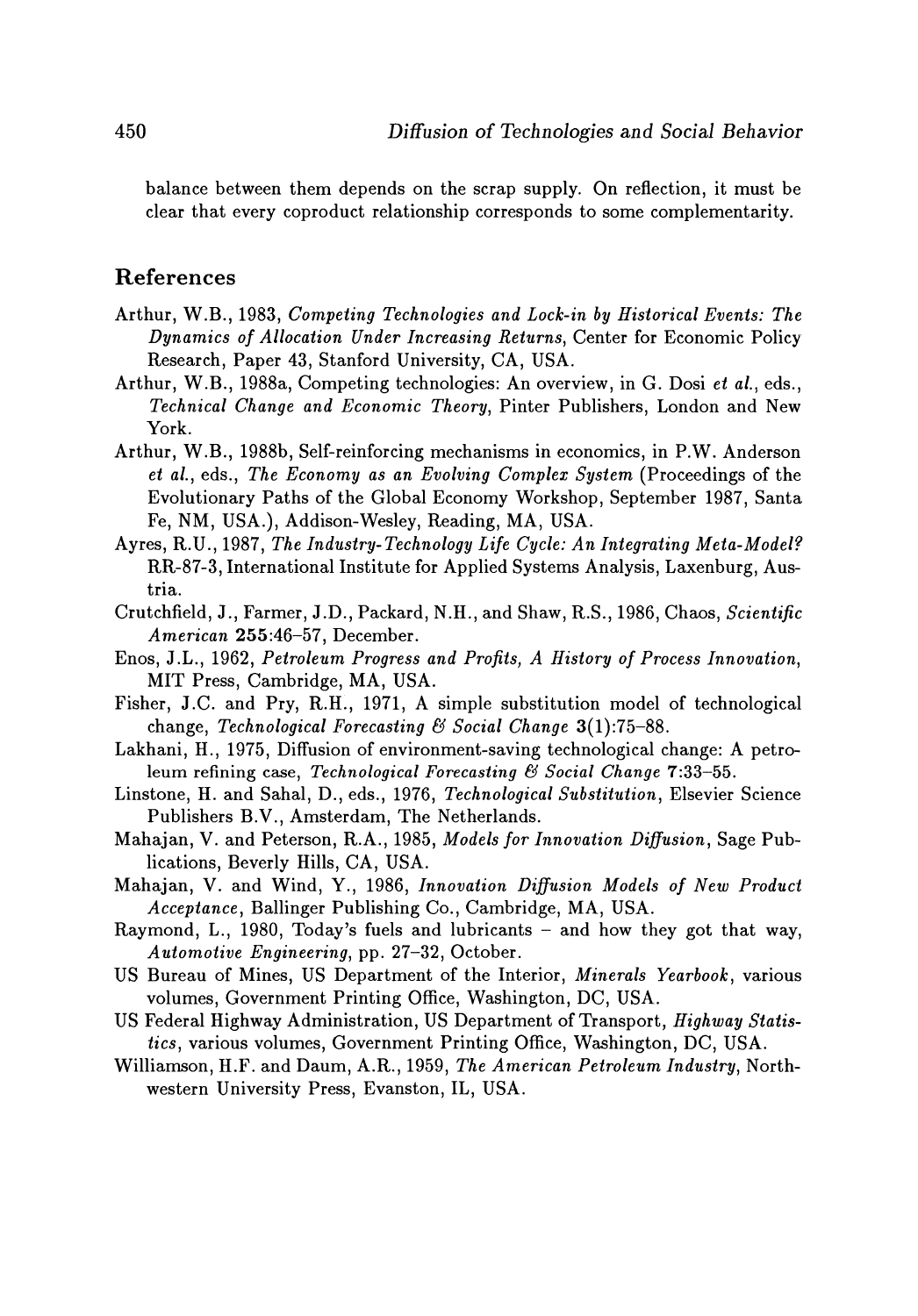balance between them depends on the scrap supply. On reflection, it must be clear that every coproduct relationship corresponds to some complementarity.

## References

Arthur, W.B., 1983, *Competing Technologies and Lock-in by Historical Events: The Dynamics of Allocation Under Increasing Returns*, Center for Economic Policy Research, Paper 43, Stanford University, CA, USA.

Arthur, W.B., 1988a, Competing technologies: An overview, in G. Dosi *et al.*, eds., *Technical Change and Economic Theory*, Pinter Publishers, London and New York.

Arthur, W.B., 1988b, Self-reinforcing mechanisms in economics, in P.W. Anderson *et al.*, eds., *The Economy as an Evolving Complex System* (Proceedings of the Evolutionary Paths of the Global Economy Workshop, September 1987, Santa Fe, NM, USA.), Addison-Wesley, Reading, MA, USA.

Ayres, R.U., 1987, *The Industry-Technology Life Cycle: An Integrating Meta-Model?* RR-87-3, International Institute for Applied Systems Analysis, Laxenburg, Austria.

Crutchfield, J., Farmer, J.D., Packard, N.H., and Shaw, R.S., 1986, Chaos, *Scientific American* **255**:46–57, December.

Enos, J.L., 1962, *Petroleum Progress and Profits, A History of Process Innovation*, MIT Press, Cambridge, MA, USA.

Fisher, J.C. and Pry, R.H., 1971, A simple substitution model of technological change, *Technological Forecasting & Social Change* **3**(1):75–88.

Lakhani, H., 1975, Diffusion of environment-saving technological change: A petroleum refining case, *Technological Forecasting & Social Change* **7**:33–55.

Linstone, H. and Sahal, D., eds., 1976, *Technological Substitution*, Elsevier Science Publishers B.V., Amsterdam, The Netherlands.

Mahajan, V. and Peterson, R.A., 1985, *Models for Innovation Diffusion*, Sage Publications, Beverly Hills, CA, USA.

Mahajan, V. and Wind, Y., 1986, *Innovation Diffusion Models of New Product Acceptance*, Ballinger Publishing Co., Cambridge, MA, USA.

Raymond, L., 1980, Today's fuels and lubricants – and how they got that way, *Automotive Engineering*, pp. 27–32, October.

US Bureau of Mines, US Department of the Interior, *Minerals Yearbook*, various volumes, Government Printing Office, Washington, DC, USA.

US Federal Highway Administration, US Department of Transport, *Highway Statistics*, various volumes, Government Printing Office, Washington, DC, USA.

Williamson, H.F. and Daum, A.R., 1959, *The American Petroleum Industry*, Northwestern University Press, Evanston, IL, USA.